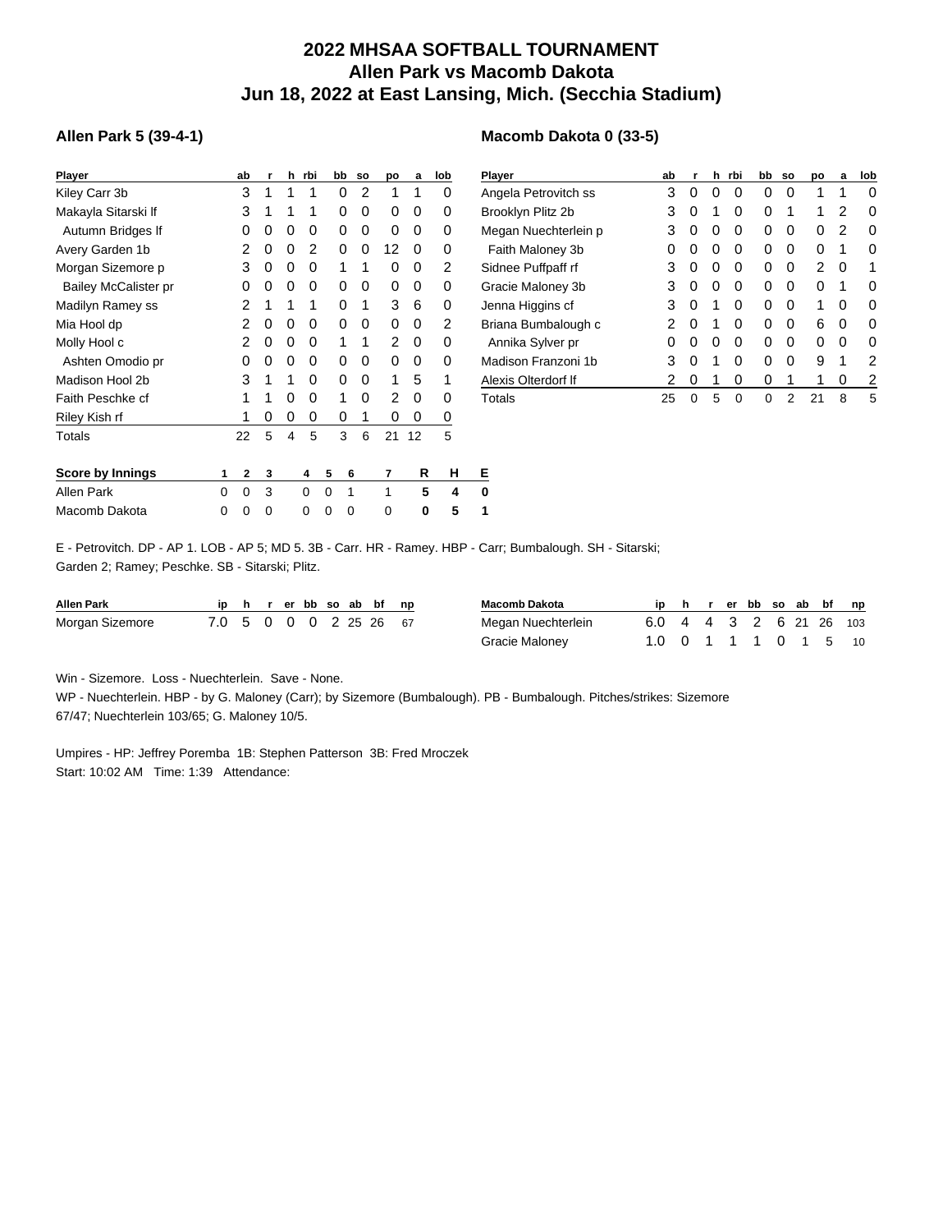# 2022 MHSAA SOFTBALL TOURNAMENT
# Allen Park vs Macomb Dakota
# Jun 18, 2022 at East Lansing, Mich. (Secchia Stadium)

### Allen Park 5 (39-4-1)

| Player | ab | r | h | rbi | bb | so | po | a | lob |
|---|---|---|---|---|---|---|---|---|---|
| Kiley Carr 3b | 3 | 1 | 1 | 1 | 0 | 2 | 1 | 1 | 0 |
| Makayla Sitarski lf | 3 | 1 | 1 | 1 | 0 | 0 | 0 | 0 | 0 |
| Autumn Bridges lf | 0 | 0 | 0 | 0 | 0 | 0 | 0 | 0 | 0 |
| Avery Garden 1b | 2 | 0 | 0 | 2 | 0 | 0 | 12 | 0 | 0 |
| Morgan Sizemore p | 3 | 0 | 0 | 0 | 1 | 1 | 0 | 0 | 2 |
| Bailey McCalister pr | 0 | 0 | 0 | 0 | 0 | 0 | 0 | 0 | 0 |
| Madilyn Ramey ss | 2 | 1 | 1 | 1 | 0 | 1 | 3 | 6 | 0 |
| Mia Hool dp | 2 | 0 | 0 | 0 | 0 | 0 | 0 | 0 | 2 |
| Molly Hool c | 2 | 0 | 0 | 0 | 1 | 1 | 2 | 0 | 0 |
| Ashten Omodio pr | 0 | 0 | 0 | 0 | 0 | 0 | 0 | 0 | 0 |
| Madison Hool 2b | 3 | 1 | 1 | 0 | 0 | 0 | 1 | 5 | 1 |
| Faith Peschke cf | 1 | 1 | 0 | 0 | 1 | 0 | 2 | 0 | 0 |
| Riley Kish rf | 1 | 0 | 0 | 0 | 0 | 1 | 0 | 0 | 0 |
| Totals | 22 | 5 | 4 | 5 | 3 | 6 | 21 | 12 | 5 |

### Macomb Dakota 0 (33-5)

| Player | ab | r | h | rbi | bb | so | po | a | lob |
|---|---|---|---|---|---|---|---|---|---|
| Angela Petrovitch ss | 3 | 0 | 0 | 0 | 0 | 0 | 1 | 1 | 0 |
| Brooklyn Plitz 2b | 3 | 0 | 1 | 0 | 0 | 1 | 1 | 2 | 0 |
| Megan Nuechterlein p | 3 | 0 | 0 | 0 | 0 | 0 | 0 | 2 | 0 |
| Faith Maloney 3b | 0 | 0 | 0 | 0 | 0 | 0 | 0 | 1 | 0 |
| Sidnee Puffpaff rf | 3 | 0 | 0 | 0 | 0 | 0 | 2 | 0 | 1 |
| Gracie Maloney 3b | 3 | 0 | 0 | 0 | 0 | 0 | 0 | 1 | 0 |
| Jenna Higgins cf | 3 | 0 | 1 | 0 | 0 | 0 | 1 | 0 | 0 |
| Briana Bumbalough c | 2 | 0 | 1 | 0 | 0 | 0 | 6 | 0 | 0 |
| Annika Sylver pr | 0 | 0 | 0 | 0 | 0 | 0 | 0 | 0 | 0 |
| Madison Franzoni 1b | 3 | 0 | 1 | 0 | 0 | 0 | 9 | 1 | 2 |
| Alexis Olterdorf lf | 2 | 0 | 1 | 0 | 0 | 1 | 1 | 0 | 2 |
| Totals | 25 | 0 | 5 | 0 | 0 | 2 | 21 | 8 | 5 |

| Score by Innings | 1 | 2 | 3 | 4 | 5 | 6 | 7 | R | H | E |
|---|---|---|---|---|---|---|---|---|---|---|
| Allen Park | 0 | 0 | 3 | 0 | 0 | 1 | 1 | 5 | 4 | 0 |
| Macomb Dakota | 0 | 0 | 0 | 0 | 0 | 0 | 0 | 0 | 5 | 1 |

E - Petrovitch. DP - AP 1. LOB - AP 5; MD 5. 3B - Carr. HR - Ramey. HBP - Carr; Bumbalough. SH - Sitarski; Garden 2; Ramey; Peschke. SB - Sitarski; Plitz.

| Allen Park | ip | h | r | er | bb | so | ab | bf | np |
|---|---|---|---|---|---|---|---|---|---|
| Morgan Sizemore | 7.0 | 5 | 0 | 0 | 0 | 2 | 25 | 26 | 67 |

| Macomb Dakota | ip | h | r | er | bb | so | ab | bf | np |
|---|---|---|---|---|---|---|---|---|---|
| Megan Nuechterlein | 6.0 | 4 | 4 | 3 | 2 | 6 | 21 | 26 | 103 |
| Gracie Maloney | 1.0 | 0 | 1 | 1 | 1 | 0 | 1 | 5 | 10 |

Win - Sizemore. Loss - Nuechterlein. Save - None.
WP - Nuechterlein. HBP - by G. Maloney (Carr); by Sizemore (Bumbalough). PB - Bumbalough. Pitches/strikes: Sizemore 67/47; Nuechterlein 103/65; G. Maloney 10/5.

Umpires - HP: Jeffrey Poremba 1B: Stephen Patterson 3B: Fred Mroczek
Start: 10:02 AM Time: 1:39 Attendance: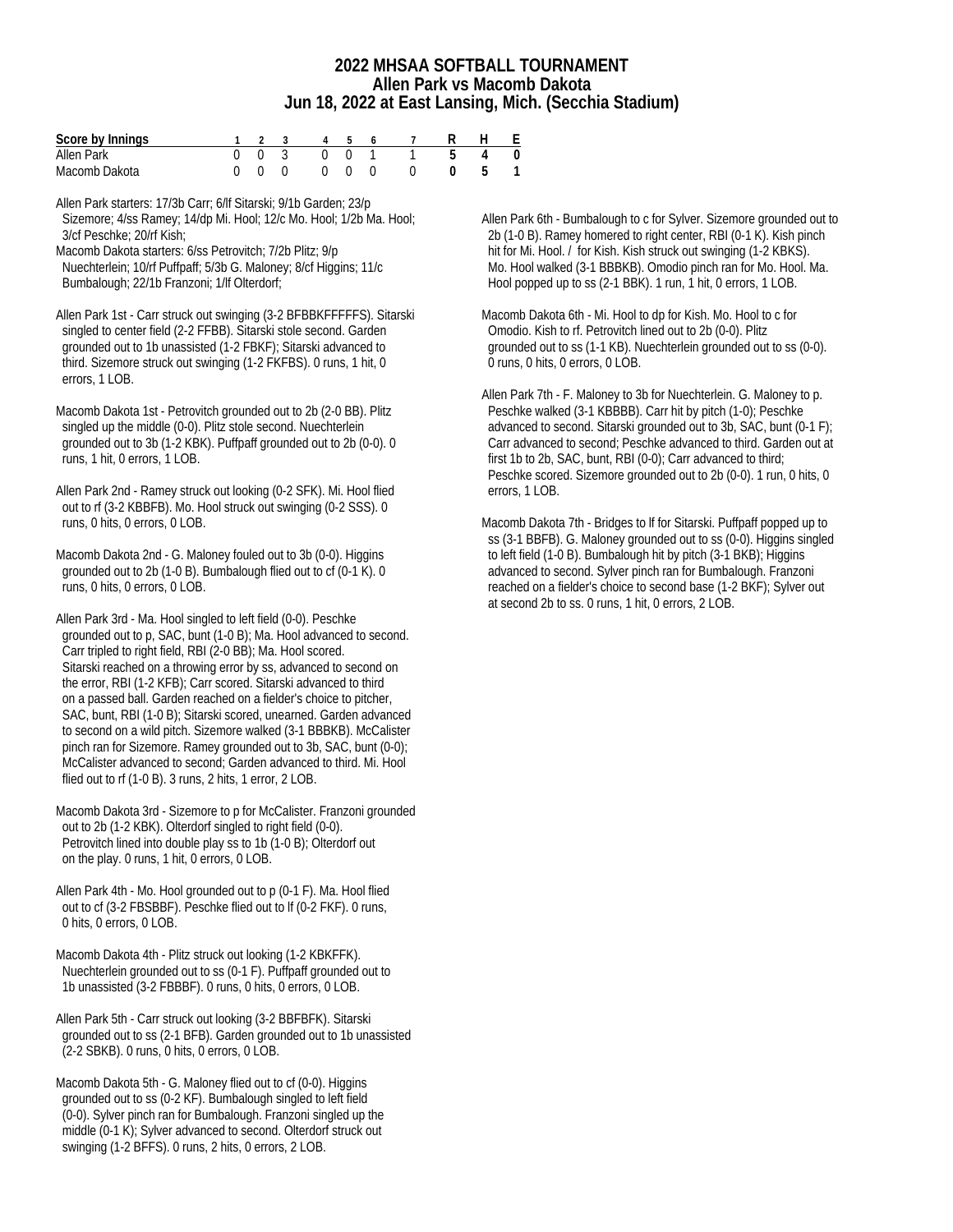# 2022 MHSAA SOFTBALL TOURNAMENT
## Allen Park vs Macomb Dakota
### Jun 18, 2022 at East Lansing, Mich. (Secchia Stadium)

| Score by Innings | 1 | 2 | 3 | 4 | 5 | 6 | 7 | R | H | E |
|---|---|---|---|---|---|---|---|---|---|---|
| Allen Park | 0 | 0 | 3 | 0 | 0 | 1 | 1 | **5** | **4** | **0** |
| Macomb Dakota | 0 | 0 | 0 | 0 | 0 | 0 | 0 | **0** | **5** | **1** |

Allen Park starters: 17/3b Carr; 6/lf Sitarski; 9/1b Garden; 23/p Sizemore; 4/ss Ramey; 14/dp Mi. Hool; 12/c Mo. Hool; 1/2b Ma. Hool; 3/cf Peschke; 20/rf Kish;

Macomb Dakota starters: 6/ss Petrovitch; 7/2b Plitz; 9/p Nuechterlein; 10/rf Puffpaff; 5/3b G. Maloney; 8/cf Higgins; 11/c Bumbalough; 22/1b Franzoni; 1/lf Olterdorf;

Allen Park 1st - Carr struck out swinging (3-2 BFBBKFFFFFS). Sitarski singled to center field (2-2 FFBB). Sitarski stole second. Garden grounded out to 1b unassisted (1-2 FBKF); Sitarski advanced to third. Sizemore struck out swinging (1-2 FKFBS). 0 runs, 1 hit, 0 errors, 1 LOB.

Macomb Dakota 1st - Petrovitch grounded out to 2b (2-0 BB). Plitz singled up the middle (0-0). Plitz stole second. Nuechterlein grounded out to 3b (1-2 KBK). Puffpaff grounded out to 2b (0-0). 0 runs, 1 hit, 0 errors, 1 LOB.

Allen Park 2nd - Ramey struck out looking (0-2 SFK). Mi. Hool flied out to rf (3-2 KBBFB). Mo. Hool struck out swinging (0-2 SSS). 0 runs, 0 hits, 0 errors, 0 LOB.

Macomb Dakota 2nd - G. Maloney fouled out to 3b (0-0). Higgins grounded out to 2b (1-0 B). Bumbalough flied out to cf (0-1 K). 0 runs, 0 hits, 0 errors, 0 LOB.

Allen Park 3rd - Ma. Hool singled to left field (0-0). Peschke grounded out to p, SAC, bunt (1-0 B); Ma. Hool advanced to second. Carr tripled to right field, RBI (2-0 BB); Ma. Hool scored. Sitarski reached on a throwing error by ss, advanced to second on the error, RBI (1-2 KFB); Carr scored. Sitarski advanced to third on a passed ball. Garden reached on a fielder's choice to pitcher, SAC, bunt, RBI (1-0 B); Sitarski scored, unearned. Garden advanced to second on a wild pitch. Sizemore walked (3-1 BBBKB). McCalister pinch ran for Sizemore. Ramey grounded out to 3b, SAC, bunt (0-0); McCalister advanced to second; Garden advanced to third. Mi. Hool flied out to rf (1-0 B). 3 runs, 2 hits, 1 error, 2 LOB.

Macomb Dakota 3rd - Sizemore to p for McCalister. Franzoni grounded out to 2b (1-2 KBK). Olterdorf singled to right field (0-0). Petrovitch lined into double play ss to 1b (1-0 B); Olterdorf out on the play. 0 runs, 1 hit, 0 errors, 0 LOB.

Allen Park 4th - Mo. Hool grounded out to p (0-1 F). Ma. Hool flied out to cf (3-2 FBSBBF). Peschke flied out to lf (0-2 FKF). 0 runs, 0 hits, 0 errors, 0 LOB.

Macomb Dakota 4th - Plitz struck out looking (1-2 KBKFFK). Nuechterlein grounded out to ss (0-1 F). Puffpaff grounded out to 1b unassisted (3-2 FBBBF). 0 runs, 0 hits, 0 errors, 0 LOB.

Allen Park 5th - Carr struck out looking (3-2 BBFBFK). Sitarski grounded out to ss (2-1 BFB). Garden grounded out to 1b unassisted (2-2 SBKB). 0 runs, 0 hits, 0 errors, 0 LOB.

Macomb Dakota 5th - G. Maloney flied out to cf (0-0). Higgins grounded out to ss (0-2 KF). Bumbalough singled to left field (0-0). Sylver pinch ran for Bumbalough. Franzoni singled up the middle (0-1 K); Sylver advanced to second. Olterdorf struck out swinging (1-2 BFFS). 0 runs, 2 hits, 0 errors, 2 LOB.

Allen Park 6th - Bumbalough to c for Sylver. Sizemore grounded out to 2b (1-0 B). Ramey homered to right center, RBI (0-1 K). Kish pinch hit for Mi. Hool. / for Kish. Kish struck out swinging (1-2 KBKS). Mo. Hool walked (3-1 BBBKB). Omodio pinch ran for Mo. Hool. Ma. Hool popped up to ss (2-1 BBK). 1 run, 1 hit, 0 errors, 1 LOB.

Macomb Dakota 6th - Mi. Hool to dp for Kish. Mo. Hool to c for Omodio. Kish to rf. Petrovitch lined out to 2b (0-0). Plitz grounded out to ss (1-1 KB). Nuechterlein grounded out to ss (0-0). 0 runs, 0 hits, 0 errors, 0 LOB.

Allen Park 7th - F. Maloney to 3b for Nuechterlein. G. Maloney to p. Peschke walked (3-1 KBBBB). Carr hit by pitch (1-0); Peschke advanced to second. Sitarski grounded out to 3b, SAC, bunt (0-1 F); Carr advanced to second; Peschke advanced to third. Garden out at first 1b to 2b, SAC, bunt, RBI (0-0); Carr advanced to third; Peschke scored. Sizemore grounded out to 2b (0-0). 1 run, 0 hits, 0 errors, 1 LOB.

Macomb Dakota 7th - Bridges to lf for Sitarski. Puffpaff popped up to ss (3-1 BBFB). G. Maloney grounded out to ss (0-0). Higgins singled to left field (1-0 B). Bumbalough hit by pitch (3-1 BKB); Higgins advanced to second. Sylver pinch ran for Bumbalough. Franzoni reached on a fielder's choice to second base (1-2 BKF); Sylver out at second 2b to ss. 0 runs, 1 hit, 0 errors, 2 LOB.